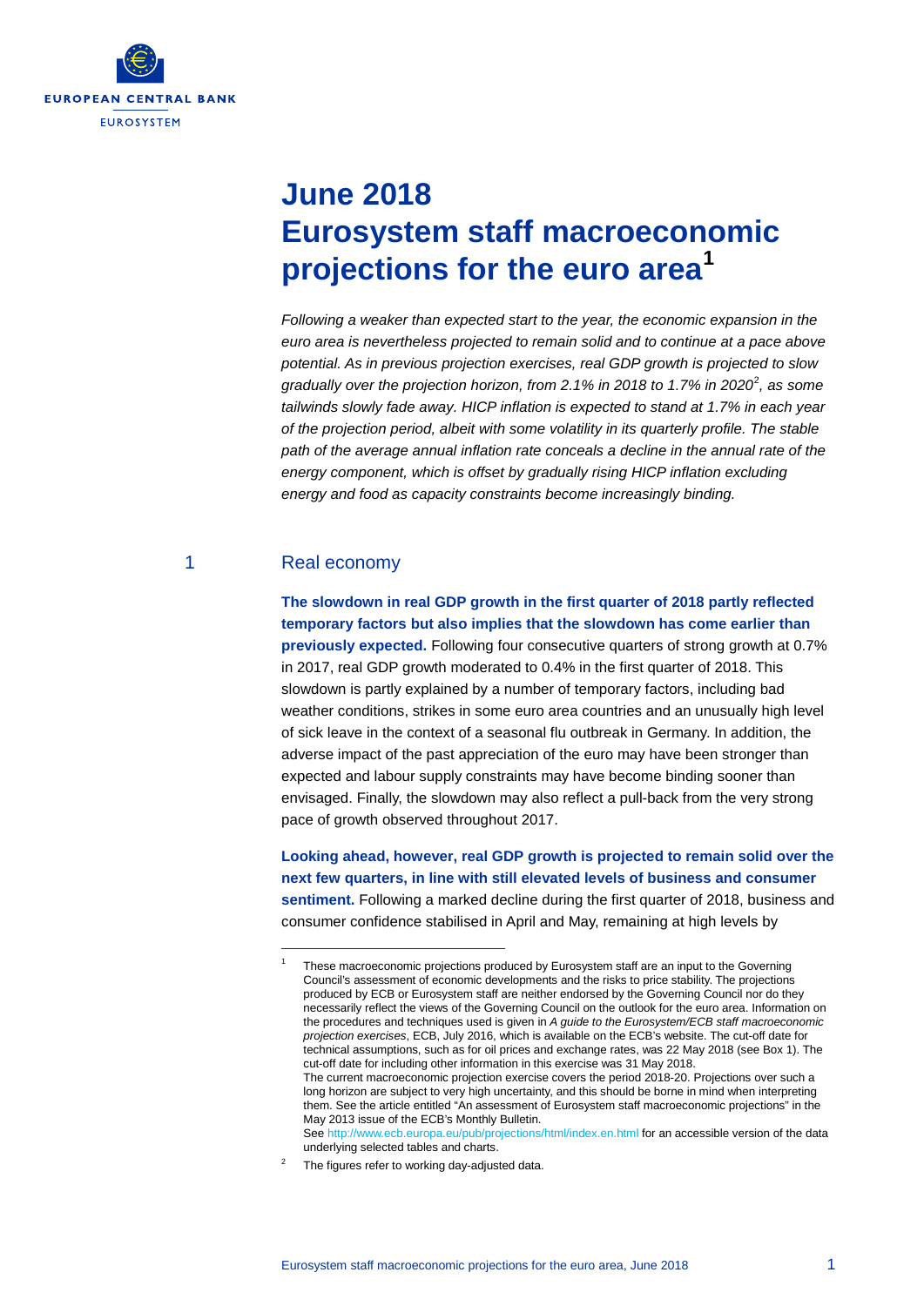# June 2018 Eurosystem staff macroeconomic projections for the euro area[1]

*Following a weaker than expected start to the year, the economic expansion in the euro area is nevertheless projected to remain solid and to continue at a pace above potential. As in previous projection exercises, real GDP growth is projected to slow gradually over the projection horizon, from 2.1% in 2018 to 1.7% in 2020[2], as some tailwinds slowly fade away. HICP inflation is expected to stand at 1.7% in each year of the projection period, albeit with some volatility in its quarterly profile. The stable path of the average annual inflation rate conceals a decline in the annual rate of the energy component, which is offset by gradually rising HICP inflation excluding energy and food as capacity constraints become increasingly binding.*

## 1 Real economy

**The slowdown in real GDP growth in the first quarter of 2018 partly reflected temporary factors but also implies that the slowdown has come earlier than previously expected.** Following four consecutive quarters of strong growth at 0.7% in 2017, real GDP growth moderated to 0.4% in the first quarter of 2018. This slowdown is partly explained by a number of temporary factors, including bad weather conditions, strikes in some euro area countries and an unusually high level of sick leave in the context of a seasonal flu outbreak in Germany. In addition, the adverse impact of the past appreciation of the euro may have been stronger than expected and labour supply constraints may have become binding sooner than envisaged. Finally, the slowdown may also reflect a pull-back from the very strong pace of growth observed throughout 2017.

**Looking ahead, however, real GDP growth is projected to remain solid over the next few quarters, in line with still elevated levels of business and consumer sentiment.** Following a marked decline during the first quarter of 2018, business and consumer confidence stabilised in April and May, remaining at high levels by

---

[1] These macroeconomic projections produced by Eurosystem staff are an input to the Governing Council's assessment of economic developments and the risks to price stability. The projections produced by ECB or Eurosystem staff are neither endorsed by the Governing Council nor do they necessarily reflect the views of the Governing Council on the outlook for the euro area. Information on the procedures and techniques used is given in *A guide to the Eurosystem/ECB staff macroeconomic projection exercises*, ECB, July 2016, which is available on the ECB's website. The cut-off date for technical assumptions, such as for oil prices and exchange rates, was 22 May 2018 (see Box 1). The cut-off date for including other information in this exercise was 31 May 2018.
The current macroeconomic projection exercise covers the period 2018-20. Projections over such a long horizon are subject to very high uncertainty, and this should be borne in mind when interpreting them. See the article entitled "An assessment of Eurosystem staff macroeconomic projections" in the May 2013 issue of the ECB's Monthly Bulletin.
See http://www.ecb.europa.eu/pub/projections/html/index.en.html for an accessible version of the data underlying selected tables and charts.

[2] The figures refer to working day-adjusted data.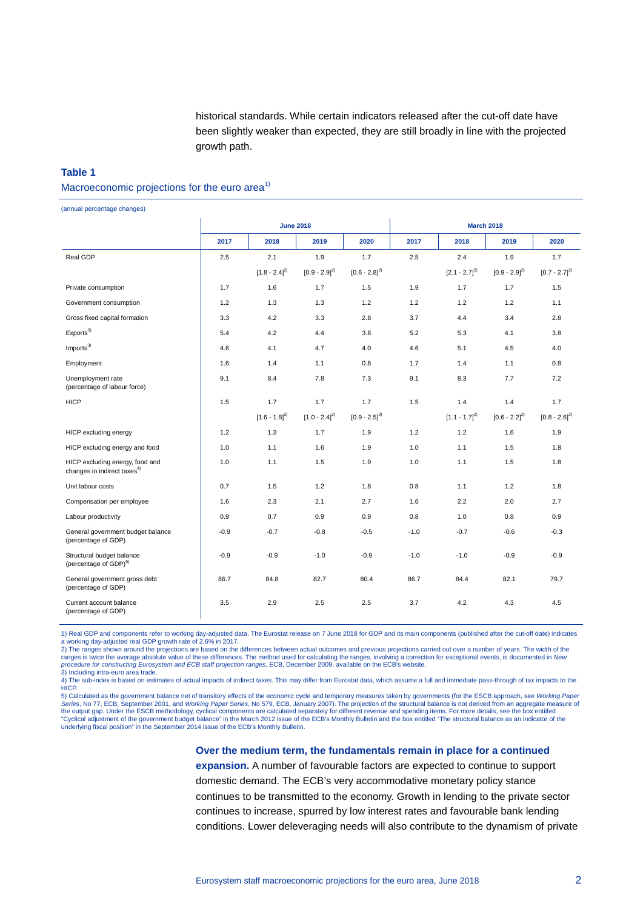historical standards. While certain indicators released after the cut-off date have been slightly weaker than expected, they are still broadly in line with the projected growth path.

**Table 1**

Macroeconomic projections for the euro area[1)]

(annual percentage changes)

| | June 2018 | | | | March 2018 | | | |
|---|---|---|---|---|---|---|---|---|
| | 2017 | 2018 | 2019 | 2020 | 2017 | 2018 | 2019 | 2020 |
| Real GDP | 2.5 | 2.1 | 1.9 | 1.7 | 2.5 | 2.4 | 1.9 | 1.7 |
| | | [1.8 - 2.4][2)] | [0.9 - 2.9][2)] | [0.6 - 2.8][2)] | | [2.1 - 2.7][2)] | [0.9 - 2.9][2)] | [0.7 - 2.7][2)] |
| Private consumption | 1.7 | 1.6 | 1.7 | 1.5 | 1.9 | 1.7 | 1.7 | 1.5 |
| Government consumption | 1.2 | 1.3 | 1.3 | 1.2 | 1.2 | 1.2 | 1.2 | 1.1 |
| Gross fixed capital formation | 3.3 | 4.2 | 3.3 | 2.8 | 3.7 | 4.4 | 3.4 | 2.8 |
| Exports[3)] | 5.4 | 4.2 | 4.4 | 3.8 | 5.2 | 5.3 | 4.1 | 3.8 |
| Imports[3)] | 4.6 | 4.1 | 4.7 | 4.0 | 4.6 | 5.1 | 4.5 | 4.0 |
| Employment | 1.6 | 1.4 | 1.1 | 0.8 | 1.7 | 1.4 | 1.1 | 0.8 |
| Unemployment rate (percentage of labour force) | 9.1 | 8.4 | 7.8 | 7.3 | 9.1 | 8.3 | 7.7 | 7.2 |
| HICP | 1.5 | 1.7 | 1.7 | 1.7 | 1.5 | 1.4 | 1.4 | 1.7 |
| | | [1.6 - 1.8][2)] | [1.0 - 2.4][2)] | [0.9 - 2.5][2)] | | [1.1 - 1.7][2)] | [0.6 - 2.2][2)] | [0.8 - 2.6][2)] |
| HICP excluding energy | 1.2 | 1.3 | 1.7 | 1.9 | 1.2 | 1.2 | 1.6 | 1.9 |
| HICP excluding energy and food | 1.0 | 1.1 | 1.6 | 1.9 | 1.0 | 1.1 | 1.5 | 1.8 |
| HICP excluding energy, food and changes in indirect taxes[4)] | 1.0 | 1.1 | 1.5 | 1.9 | 1.0 | 1.1 | 1.5 | 1.8 |
| Unit labour costs | 0.7 | 1.5 | 1.2 | 1.8 | 0.8 | 1.1 | 1.2 | 1.8 |
| Compensation per employee | 1.6 | 2.3 | 2.1 | 2.7 | 1.6 | 2.2 | 2.0 | 2.7 |
| Labour productivity | 0.9 | 0.7 | 0.9 | 0.9 | 0.8 | 1.0 | 0.8 | 0.9 |
| General government budget balance (percentage of GDP) | -0.9 | -0.7 | -0.8 | -0.5 | -1.0 | -0.7 | -0.6 | -0.3 |
| Structural budget balance (percentage of GDP)[5)] | -0.9 | -0.9 | -1.0 | -0.9 | -1.0 | -1.0 | -0.9 | -0.9 |
| General government gross debt (percentage of GDP) | 86.7 | 84.8 | 82.7 | 80.4 | 86.7 | 84.4 | 82.1 | 79.7 |
| Current account balance (percentage of GDP) | 3.5 | 2.9 | 2.5 | 2.5 | 3.7 | 4.2 | 4.3 | 4.5 |

1) Real GDP and components refer to working day-adjusted data. The Eurostat release on 7 June 2018 for GDP and its main components (published after the cut-off date) indicates a working day-adjusted real GDP growth rate of 2.6% in 2017.
2) The ranges shown around the projections are based on the differences between actual outcomes and previous projections carried out over a number of years. The width of the ranges is twice the average absolute value of these differences. The method used for calculating the ranges, involving a correction for exceptional events, is documented in *New procedure for constructing Eurosystem and ECB staff projection ranges*, ECB, December 2009, available on the ECB's website.
3) Including intra-euro area trade.
4) The sub-index is based on estimates of actual impacts of indirect taxes. This may differ from Eurostat data, which assume a full and immediate pass-through of tax impacts to the HICP.
5) Calculated as the government balance net of transitory effects of the economic cycle and temporary measures taken by governments (for the ESCB approach, see *Working Paper Series*, No 77, ECB, September 2001, and *Working Paper Series*, No 579, ECB, January 2007). The projection of the structural balance is not derived from an aggregate measure of the output gap. Under the ESCB methodology, cyclical components are calculated separately for different revenue and spending items. For more details, see the box entitled "Cyclical adjustment of the government budget balance" in the March 2012 issue of the ECB's Monthly Bulletin and the box entitled "The structural balance as an indicator of the underlying fiscal position" in the September 2014 issue of the ECB's Monthly Bulletin.

**Over the medium term, the fundamentals remain in place for a continued expansion.** A number of favourable factors are expected to continue to support domestic demand. The ECB's very accommodative monetary policy stance continues to be transmitted to the economy. Growth in lending to the private sector continues to increase, spurred by low interest rates and favourable bank lending conditions. Lower deleveraging needs will also contribute to the dynamism of private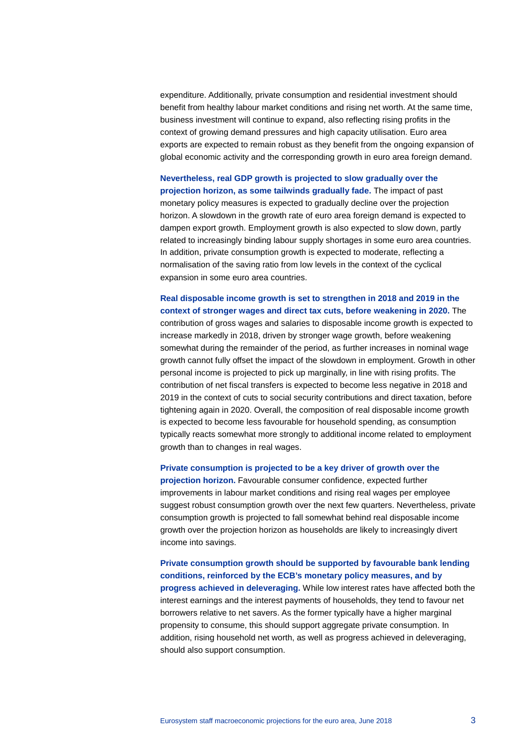expenditure. Additionally, private consumption and residential investment should benefit from healthy labour market conditions and rising net worth. At the same time, business investment will continue to expand, also reflecting rising profits in the context of growing demand pressures and high capacity utilisation. Euro area exports are expected to remain robust as they benefit from the ongoing expansion of global economic activity and the corresponding growth in euro area foreign demand.

**Nevertheless, real GDP growth is projected to slow gradually over the projection horizon, as some tailwinds gradually fade.** The impact of past monetary policy measures is expected to gradually decline over the projection horizon. A slowdown in the growth rate of euro area foreign demand is expected to dampen export growth. Employment growth is also expected to slow down, partly related to increasingly binding labour supply shortages in some euro area countries. In addition, private consumption growth is expected to moderate, reflecting a normalisation of the saving ratio from low levels in the context of the cyclical expansion in some euro area countries.

**Real disposable income growth is set to strengthen in 2018 and 2019 in the context of stronger wages and direct tax cuts, before weakening in 2020.** The contribution of gross wages and salaries to disposable income growth is expected to increase markedly in 2018, driven by stronger wage growth, before weakening somewhat during the remainder of the period, as further increases in nominal wage growth cannot fully offset the impact of the slowdown in employment. Growth in other personal income is projected to pick up marginally, in line with rising profits. The contribution of net fiscal transfers is expected to become less negative in 2018 and 2019 in the context of cuts to social security contributions and direct taxation, before tightening again in 2020. Overall, the composition of real disposable income growth is expected to become less favourable for household spending, as consumption typically reacts somewhat more strongly to additional income related to employment growth than to changes in real wages.

**Private consumption is projected to be a key driver of growth over the projection horizon.** Favourable consumer confidence, expected further improvements in labour market conditions and rising real wages per employee suggest robust consumption growth over the next few quarters. Nevertheless, private consumption growth is projected to fall somewhat behind real disposable income growth over the projection horizon as households are likely to increasingly divert income into savings.

**Private consumption growth should be supported by favourable bank lending conditions, reinforced by the ECB's monetary policy measures, and by progress achieved in deleveraging.** While low interest rates have affected both the interest earnings and the interest payments of households, they tend to favour net borrowers relative to net savers. As the former typically have a higher marginal propensity to consume, this should support aggregate private consumption. In addition, rising household net worth, as well as progress achieved in deleveraging, should also support consumption.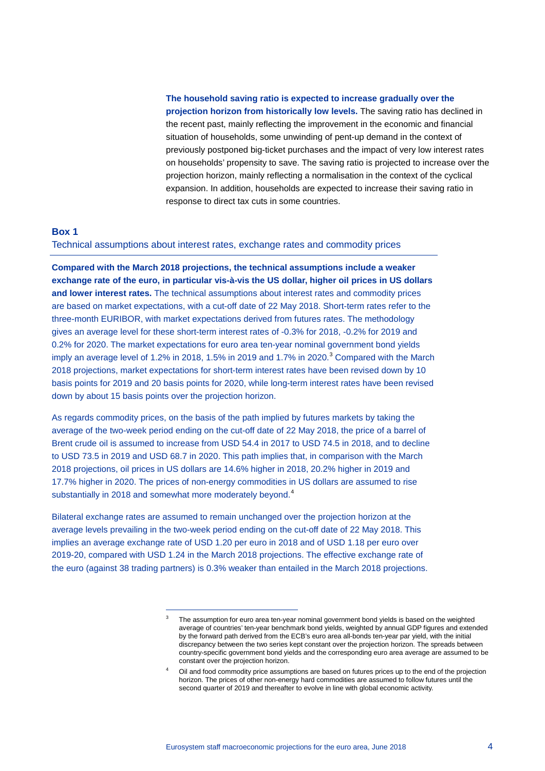**The household saving ratio is expected to increase gradually over the projection horizon from historically low levels.** The saving ratio has declined in the recent past, mainly reflecting the improvement in the economic and financial situation of households, some unwinding of pent-up demand in the context of previously postponed big-ticket purchases and the impact of very low interest rates on households' propensity to save. The saving ratio is projected to increase over the projection horizon, mainly reflecting a normalisation in the context of the cyclical expansion. In addition, households are expected to increase their saving ratio in response to direct tax cuts in some countries.

### Box 1

Technical assumptions about interest rates, exchange rates and commodity prices

**Compared with the March 2018 projections, the technical assumptions include a weaker exchange rate of the euro, in particular vis-à-vis the US dollar, higher oil prices in US dollars and lower interest rates.** The technical assumptions about interest rates and commodity prices are based on market expectations, with a cut-off date of 22 May 2018. Short-term rates refer to the three-month EURIBOR, with market expectations derived from futures rates. The methodology gives an average level for these short-term interest rates of -0.3% for 2018, -0.2% for 2019 and 0.2% for 2020. The market expectations for euro area ten-year nominal government bond yields imply an average level of 1.2% in 2018, 1.5% in 2019 and 1.7% in 2020.[3] Compared with the March 2018 projections, market expectations for short-term interest rates have been revised down by 10 basis points for 2019 and 20 basis points for 2020, while long-term interest rates have been revised down by about 15 basis points over the projection horizon.

As regards commodity prices, on the basis of the path implied by futures markets by taking the average of the two-week period ending on the cut-off date of 22 May 2018, the price of a barrel of Brent crude oil is assumed to increase from USD 54.4 in 2017 to USD 74.5 in 2018, and to decline to USD 73.5 in 2019 and USD 68.7 in 2020. This path implies that, in comparison with the March 2018 projections, oil prices in US dollars are 14.6% higher in 2018, 20.2% higher in 2019 and 17.7% higher in 2020. The prices of non-energy commodities in US dollars are assumed to rise substantially in 2018 and somewhat more moderately beyond.[4]

Bilateral exchange rates are assumed to remain unchanged over the projection horizon at the average levels prevailing in the two-week period ending on the cut-off date of 22 May 2018. This implies an average exchange rate of USD 1.20 per euro in 2018 and of USD 1.18 per euro over 2019-20, compared with USD 1.24 in the March 2018 projections. The effective exchange rate of the euro (against 38 trading partners) is 0.3% weaker than entailed in the March 2018 projections.

---

[3] The assumption for euro area ten-year nominal government bond yields is based on the weighted average of countries' ten-year benchmark bond yields, weighted by annual GDP figures and extended by the forward path derived from the ECB's euro area all-bonds ten-year par yield, with the initial discrepancy between the two series kept constant over the projection horizon. The spreads between country-specific government bond yields and the corresponding euro area average are assumed to be constant over the projection horizon.

[4] Oil and food commodity price assumptions are based on futures prices up to the end of the projection horizon. The prices of other non-energy hard commodities are assumed to follow futures until the second quarter of 2019 and thereafter to evolve in line with global economic activity.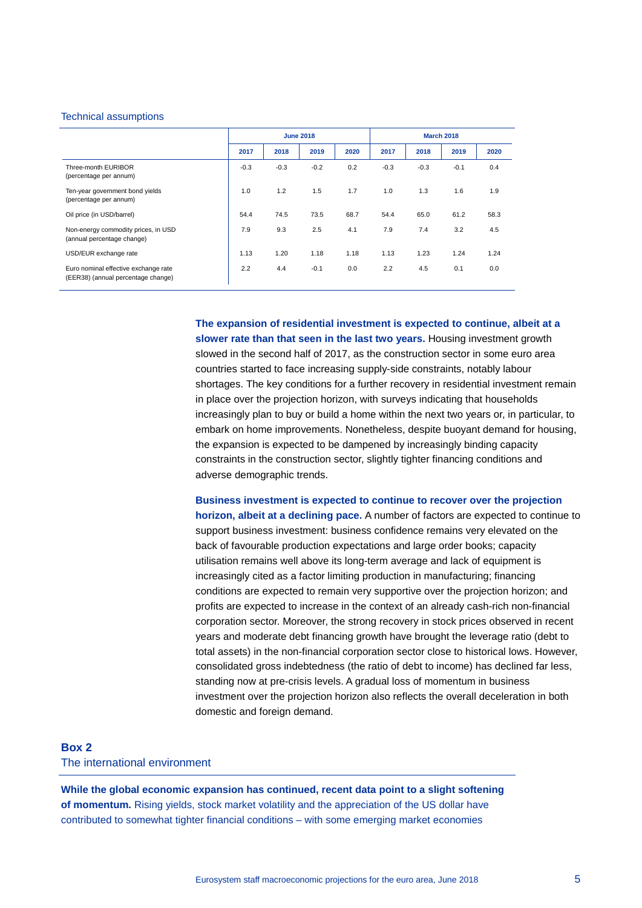Technical assumptions

| | June 2018 | | | | March 2018 | | | |
|---|---|---|---|---|---|---|---|---|
| | 2017 | 2018 | 2019 | 2020 | 2017 | 2018 | 2019 | 2020 |
| Three-month EURIBOR (percentage per annum) | -0.3 | -0.3 | -0.2 | 0.2 | -0.3 | -0.3 | -0.1 | 0.4 |
| Ten-year government bond yields (percentage per annum) | 1.0 | 1.2 | 1.5 | 1.7 | 1.0 | 1.3 | 1.6 | 1.9 |
| Oil price (in USD/barrel) | 54.4 | 74.5 | 73.5 | 68.7 | 54.4 | 65.0 | 61.2 | 58.3 |
| Non-energy commodity prices, in USD (annual percentage change) | 7.9 | 9.3 | 2.5 | 4.1 | 7.9 | 7.4 | 3.2 | 4.5 |
| USD/EUR exchange rate | 1.13 | 1.20 | 1.18 | 1.18 | 1.13 | 1.23 | 1.24 | 1.24 |
| Euro nominal effective exchange rate (EER38) (annual percentage change) | 2.2 | 4.4 | -0.1 | 0.0 | 2.2 | 4.5 | 0.1 | 0.0 |

**The expansion of residential investment is expected to continue, albeit at a slower rate than that seen in the last two years.** Housing investment growth slowed in the second half of 2017, as the construction sector in some euro area countries started to face increasing supply-side constraints, notably labour shortages. The key conditions for a further recovery in residential investment remain in place over the projection horizon, with surveys indicating that households increasingly plan to buy or build a home within the next two years or, in particular, to embark on home improvements. Nonetheless, despite buoyant demand for housing, the expansion is expected to be dampened by increasingly binding capacity constraints in the construction sector, slightly tighter financing conditions and adverse demographic trends.

**Business investment is expected to continue to recover over the projection horizon, albeit at a declining pace.** A number of factors are expected to continue to support business investment: business confidence remains very elevated on the back of favourable production expectations and large order books; capacity utilisation remains well above its long-term average and lack of equipment is increasingly cited as a factor limiting production in manufacturing; financing conditions are expected to remain very supportive over the projection horizon; and profits are expected to increase in the context of an already cash-rich non-financial corporation sector. Moreover, the strong recovery in stock prices observed in recent years and moderate debt financing growth have brought the leverage ratio (debt to total assets) in the non-financial corporation sector close to historical lows. However, consolidated gross indebtedness (the ratio of debt to income) has declined far less, standing now at pre-crisis levels. A gradual loss of momentum in business investment over the projection horizon also reflects the overall deceleration in both domestic and foreign demand.

## Box 2
### The international environment

**While the global economic expansion has continued, recent data point to a slight softening of momentum.** Rising yields, stock market volatility and the appreciation of the US dollar have contributed to somewhat tighter financial conditions – with some emerging market economies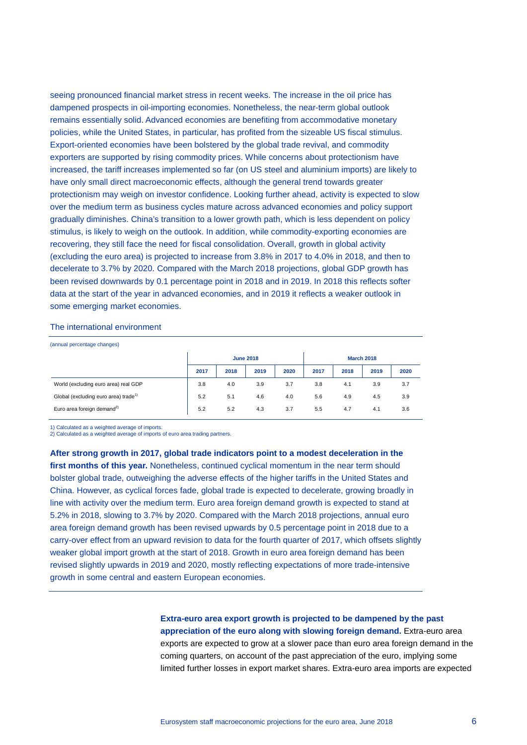seeing pronounced financial market stress in recent weeks. The increase in the oil price has dampened prospects in oil-importing economies. Nonetheless, the near-term global outlook remains essentially solid. Advanced economies are benefiting from accommodative monetary policies, while the United States, in particular, has profited from the sizeable US fiscal stimulus. Export-oriented economies have been bolstered by the global trade revival, and commodity exporters are supported by rising commodity prices. While concerns about protectionism have increased, the tariff increases implemented so far (on US steel and aluminium imports) are likely to have only small direct macroeconomic effects, although the general trend towards greater protectionism may weigh on investor confidence. Looking further ahead, activity is expected to slow over the medium term as business cycles mature across advanced economies and policy support gradually diminishes. China's transition to a lower growth path, which is less dependent on policy stimulus, is likely to weigh on the outlook. In addition, while commodity-exporting economies are recovering, they still face the need for fiscal consolidation. Overall, growth in global activity (excluding the euro area) is projected to increase from 3.8% in 2017 to 4.0% in 2018, and then to decelerate to 3.7% by 2020. Compared with the March 2018 projections, global GDP growth has been revised downwards by 0.1 percentage point in 2018 and in 2019. In 2018 this reflects softer data at the start of the year in advanced economies, and in 2019 it reflects a weaker outlook in some emerging market economies.

The international environment

(annual percentage changes)

| | June 2018 | | | | March 2018 | | | |
|---|---|---|---|---|---|---|---|---|
| | 2017 | 2018 | 2019 | 2020 | 2017 | 2018 | 2019 | 2020 |
| World (excluding euro area) real GDP | 3.8 | 4.0 | 3.9 | 3.7 | 3.8 | 4.1 | 3.9 | 3.7 |
| Global (excluding euro area) trade[1] | 5.2 | 5.1 | 4.6 | 4.0 | 5.6 | 4.9 | 4.5 | 3.9 |
| Euro area foreign demand[2] | 5.2 | 5.2 | 4.3 | 3.7 | 5.5 | 4.7 | 4.1 | 3.6 |

1) Calculated as a weighted average of imports.
2) Calculated as a weighted average of imports of euro area trading partners.

**After strong growth in 2017, global trade indicators point to a modest deceleration in the first months of this year.** Nonetheless, continued cyclical momentum in the near term should bolster global trade, outweighing the adverse effects of the higher tariffs in the United States and China. However, as cyclical forces fade, global trade is expected to decelerate, growing broadly in line with activity over the medium term. Euro area foreign demand growth is expected to stand at 5.2% in 2018, slowing to 3.7% by 2020. Compared with the March 2018 projections, annual euro area foreign demand growth has been revised upwards by 0.5 percentage point in 2018 due to a carry-over effect from an upward revision to data for the fourth quarter of 2017, which offsets slightly weaker global import growth at the start of 2018. Growth in euro area foreign demand has been revised slightly upwards in 2019 and 2020, mostly reflecting expectations of more trade-intensive growth in some central and eastern European economies.

**Extra-euro area export growth is projected to be dampened by the past appreciation of the euro along with slowing foreign demand.** Extra-euro area exports are expected to grow at a slower pace than euro area foreign demand in the coming quarters, on account of the past appreciation of the euro, implying some limited further losses in export market shares. Extra-euro area imports are expected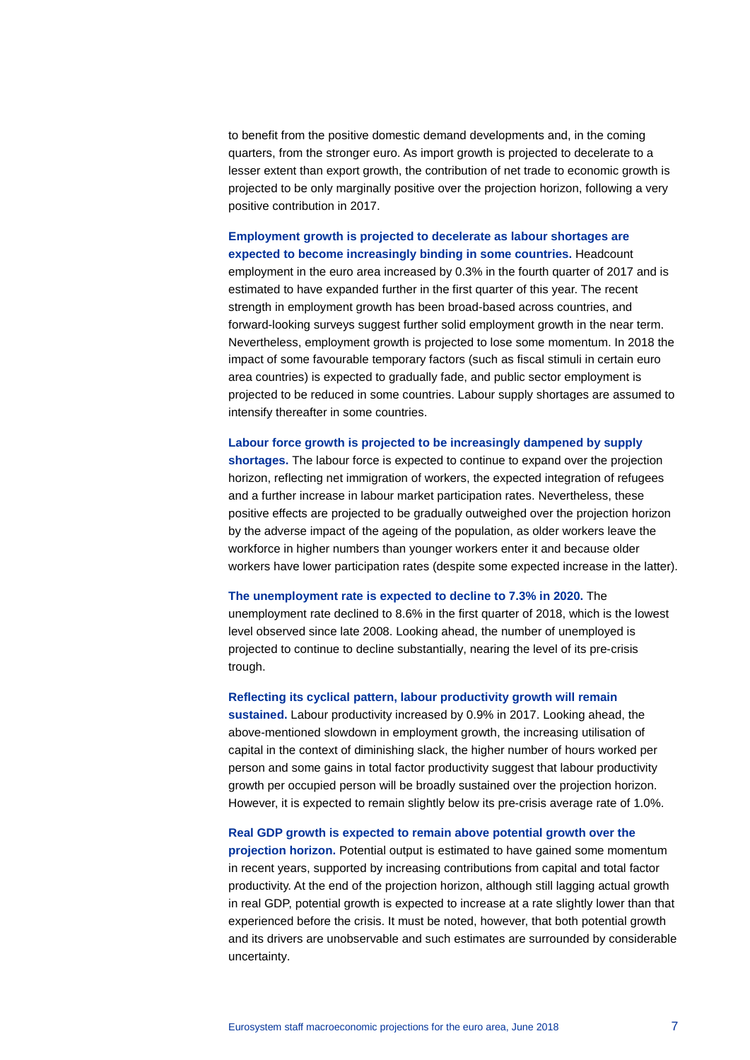to benefit from the positive domestic demand developments and, in the coming quarters, from the stronger euro. As import growth is projected to decelerate to a lesser extent than export growth, the contribution of net trade to economic growth is projected to be only marginally positive over the projection horizon, following a very positive contribution in 2017.

**Employment growth is projected to decelerate as labour shortages are expected to become increasingly binding in some countries.** Headcount employment in the euro area increased by 0.3% in the fourth quarter of 2017 and is estimated to have expanded further in the first quarter of this year. The recent strength in employment growth has been broad-based across countries, and forward-looking surveys suggest further solid employment growth in the near term. Nevertheless, employment growth is projected to lose some momentum. In 2018 the impact of some favourable temporary factors (such as fiscal stimuli in certain euro area countries) is expected to gradually fade, and public sector employment is projected to be reduced in some countries. Labour supply shortages are assumed to intensify thereafter in some countries.

**Labour force growth is projected to be increasingly dampened by supply shortages.** The labour force is expected to continue to expand over the projection horizon, reflecting net immigration of workers, the expected integration of refugees and a further increase in labour market participation rates. Nevertheless, these positive effects are projected to be gradually outweighed over the projection horizon by the adverse impact of the ageing of the population, as older workers leave the workforce in higher numbers than younger workers enter it and because older workers have lower participation rates (despite some expected increase in the latter).

**The unemployment rate is expected to decline to 7.3% in 2020.** The unemployment rate declined to 8.6% in the first quarter of 2018, which is the lowest level observed since late 2008. Looking ahead, the number of unemployed is projected to continue to decline substantially, nearing the level of its pre-crisis trough.

**Reflecting its cyclical pattern, labour productivity growth will remain sustained.** Labour productivity increased by 0.9% in 2017. Looking ahead, the above-mentioned slowdown in employment growth, the increasing utilisation of capital in the context of diminishing slack, the higher number of hours worked per person and some gains in total factor productivity suggest that labour productivity growth per occupied person will be broadly sustained over the projection horizon. However, it is expected to remain slightly below its pre-crisis average rate of 1.0%.

**Real GDP growth is expected to remain above potential growth over the projection horizon.** Potential output is estimated to have gained some momentum in recent years, supported by increasing contributions from capital and total factor productivity. At the end of the projection horizon, although still lagging actual growth in real GDP, potential growth is expected to increase at a rate slightly lower than that experienced before the crisis. It must be noted, however, that both potential growth and its drivers are unobservable and such estimates are surrounded by considerable uncertainty.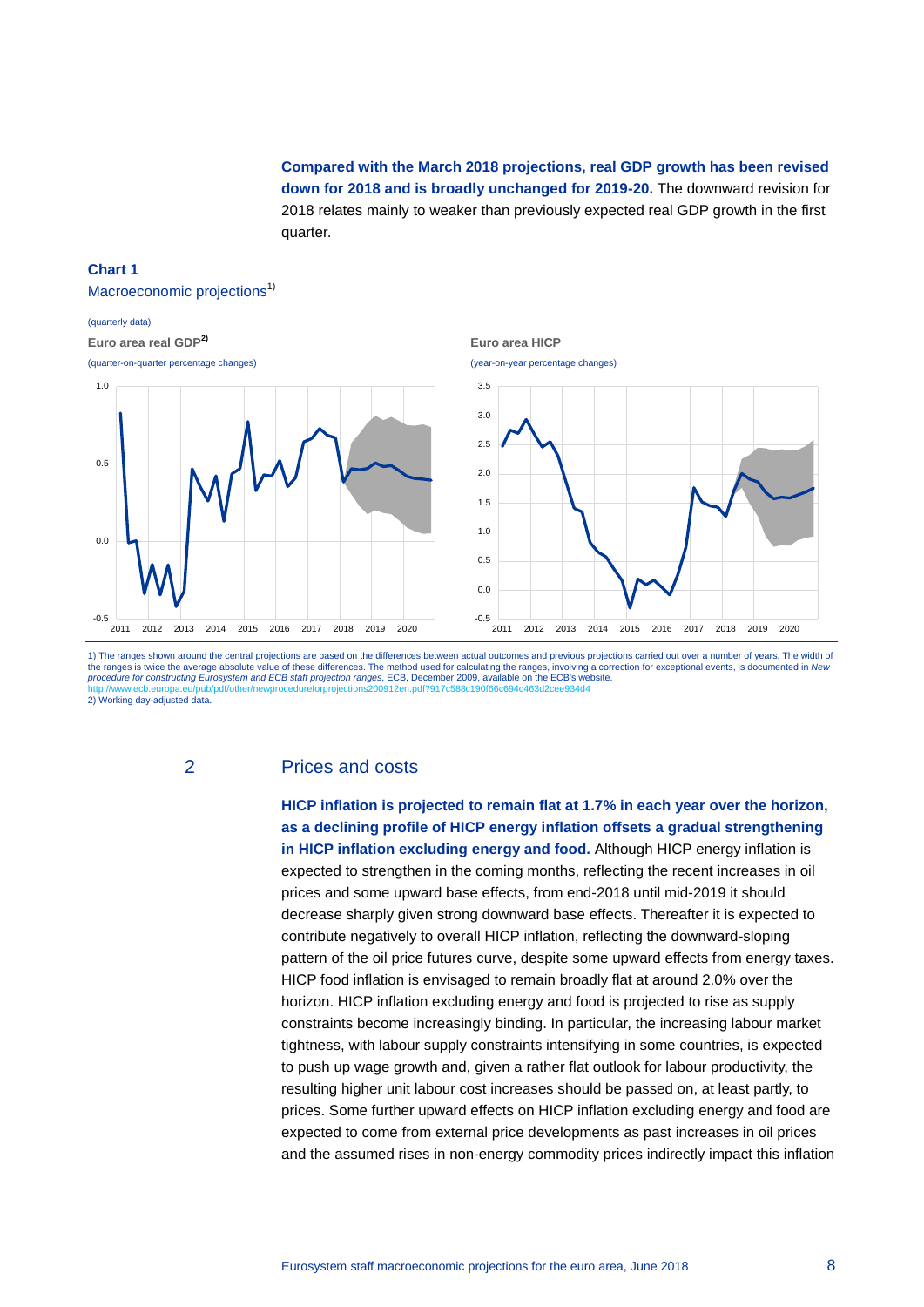**Compared with the March 2018 projections, real GDP growth has been revised down for 2018 and is broadly unchanged for 2019-20.** The downward revision for 2018 relates mainly to weaker than previously expected real GDP growth in the first quarter.

**Chart 1**

Macroeconomic projections[1)]

(quarterly data)

**Euro area real GDP[2)]**

(quarter-on-quarter percentage changes)

**Euro area HICP**

(year-on-year percentage changes)

1) The ranges shown around the central projections are based on the differences between actual outcomes and previous projections carried out over a number of years. The width of the ranges is twice the average absolute value of these differences. The method used for calculating the ranges, involving a correction for exceptional events, is documented in *New procedure for constructing Eurosystem and ECB staff projection ranges*, ECB, December 2009, available on the ECB's website.
http://www.ecb.europa.eu/pub/pdf/other/newprocedureforprojections200912en.pdf?917c588c190f66c694c463d2cee934d4
2) Working day-adjusted data.

## 2 Prices and costs

**HICP inflation is projected to remain flat at 1.7% in each year over the horizon, as a declining profile of HICP energy inflation offsets a gradual strengthening in HICP inflation excluding energy and food.** Although HICP energy inflation is expected to strengthen in the coming months, reflecting the recent increases in oil prices and some upward base effects, from end-2018 until mid-2019 it should decrease sharply given strong downward base effects. Thereafter it is expected to contribute negatively to overall HICP inflation, reflecting the downward-sloping pattern of the oil price futures curve, despite some upward effects from energy taxes. HICP food inflation is envisaged to remain broadly flat at around 2.0% over the horizon. HICP inflation excluding energy and food is projected to rise as supply constraints become increasingly binding. In particular, the increasing labour market tightness, with labour supply constraints intensifying in some countries, is expected to push up wage growth and, given a rather flat outlook for labour productivity, the resulting higher unit labour cost increases should be passed on, at least partly, to prices. Some further upward effects on HICP inflation excluding energy and food are expected to come from external price developments as past increases in oil prices and the assumed rises in non-energy commodity prices indirectly impact this inflation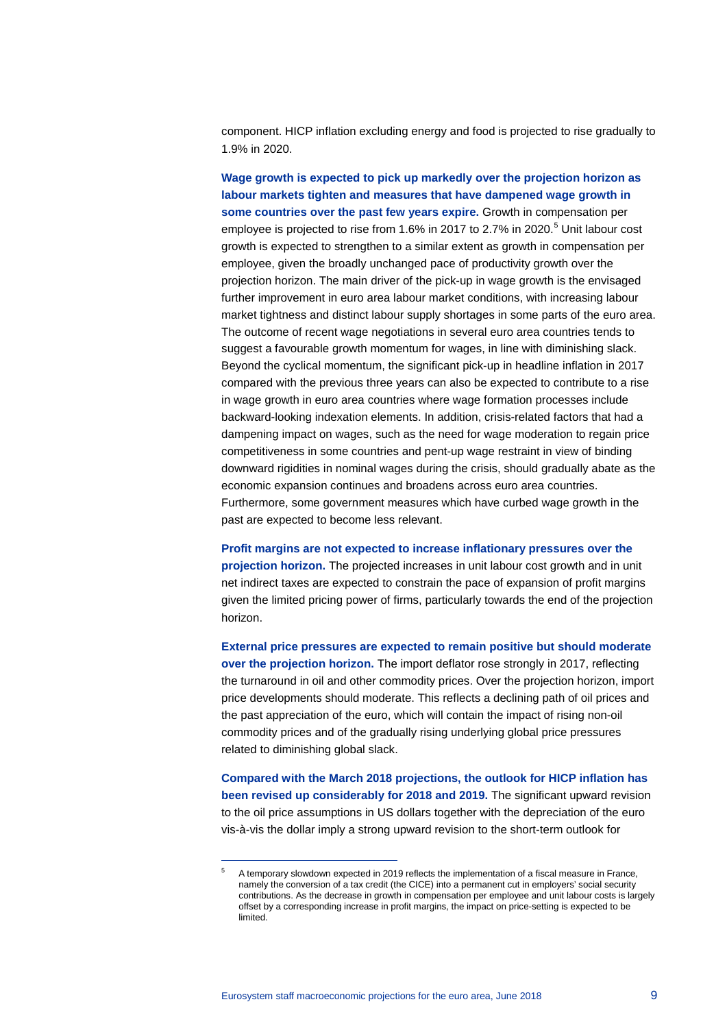component. HICP inflation excluding energy and food is projected to rise gradually to 1.9% in 2020.

**Wage growth is expected to pick up markedly over the projection horizon as labour markets tighten and measures that have dampened wage growth in some countries over the past few years expire.** Growth in compensation per employee is projected to rise from 1.6% in 2017 to 2.7% in 2020.[5] Unit labour cost growth is expected to strengthen to a similar extent as growth in compensation per employee, given the broadly unchanged pace of productivity growth over the projection horizon. The main driver of the pick-up in wage growth is the envisaged further improvement in euro area labour market conditions, with increasing labour market tightness and distinct labour supply shortages in some parts of the euro area. The outcome of recent wage negotiations in several euro area countries tends to suggest a favourable growth momentum for wages, in line with diminishing slack. Beyond the cyclical momentum, the significant pick-up in headline inflation in 2017 compared with the previous three years can also be expected to contribute to a rise in wage growth in euro area countries where wage formation processes include backward-looking indexation elements. In addition, crisis-related factors that had a dampening impact on wages, such as the need for wage moderation to regain price competitiveness in some countries and pent-up wage restraint in view of binding downward rigidities in nominal wages during the crisis, should gradually abate as the economic expansion continues and broadens across euro area countries. Furthermore, some government measures which have curbed wage growth in the past are expected to become less relevant.

**Profit margins are not expected to increase inflationary pressures over the projection horizon.** The projected increases in unit labour cost growth and in unit net indirect taxes are expected to constrain the pace of expansion of profit margins given the limited pricing power of firms, particularly towards the end of the projection horizon.

**External price pressures are expected to remain positive but should moderate over the projection horizon.** The import deflator rose strongly in 2017, reflecting the turnaround in oil and other commodity prices. Over the projection horizon, import price developments should moderate. This reflects a declining path of oil prices and the past appreciation of the euro, which will contain the impact of rising non-oil commodity prices and of the gradually rising underlying global price pressures related to diminishing global slack.

**Compared with the March 2018 projections, the outlook for HICP inflation has been revised up considerably for 2018 and 2019.** The significant upward revision to the oil price assumptions in US dollars together with the depreciation of the euro vis-à-vis the dollar imply a strong upward revision to the short-term outlook for

---

[5] A temporary slowdown expected in 2019 reflects the implementation of a fiscal measure in France, namely the conversion of a tax credit (the CICE) into a permanent cut in employers' social security contributions. As the decrease in growth in compensation per employee and unit labour costs is largely offset by a corresponding increase in profit margins, the impact on price-setting is expected to be limited.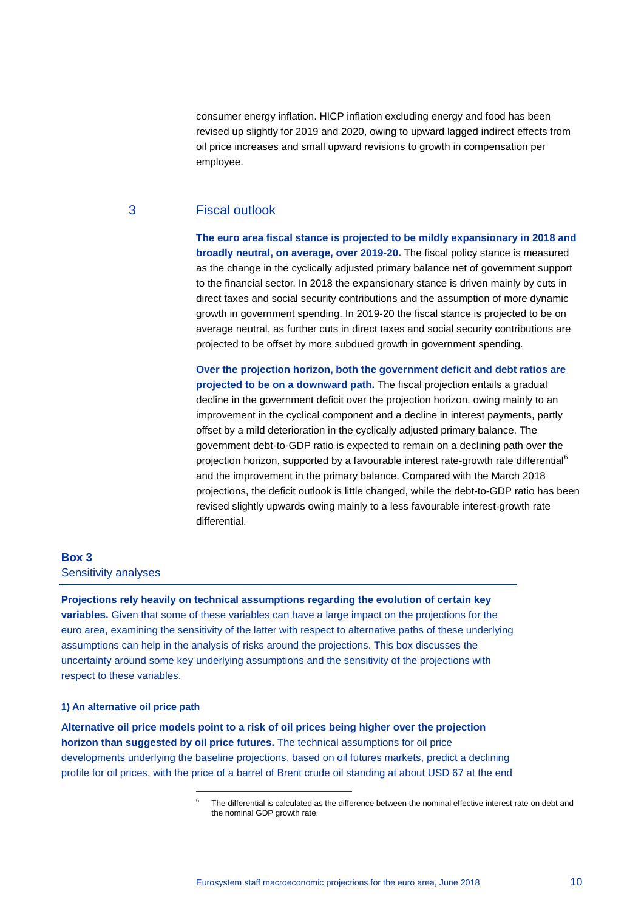consumer energy inflation. HICP inflation excluding energy and food has been revised up slightly for 2019 and 2020, owing to upward lagged indirect effects from oil price increases and small upward revisions to growth in compensation per employee.

## 3 Fiscal outlook

**The euro area fiscal stance is projected to be mildly expansionary in 2018 and broadly neutral, on average, over 2019-20.** The fiscal policy stance is measured as the change in the cyclically adjusted primary balance net of government support to the financial sector. In 2018 the expansionary stance is driven mainly by cuts in direct taxes and social security contributions and the assumption of more dynamic growth in government spending. In 2019-20 the fiscal stance is projected to be on average neutral, as further cuts in direct taxes and social security contributions are projected to be offset by more subdued growth in government spending.

**Over the projection horizon, both the government deficit and debt ratios are projected to be on a downward path.** The fiscal projection entails a gradual decline in the government deficit over the projection horizon, owing mainly to an improvement in the cyclical component and a decline in interest payments, partly offset by a mild deterioration in the cyclically adjusted primary balance. The government debt-to-GDP ratio is expected to remain on a declining path over the projection horizon, supported by a favourable interest rate-growth rate differential[6] and the improvement in the primary balance. Compared with the March 2018 projections, the deficit outlook is little changed, while the debt-to-GDP ratio has been revised slightly upwards owing mainly to a less favourable interest-growth rate differential.

### Box 3
Sensitivity analyses

**Projections rely heavily on technical assumptions regarding the evolution of certain key variables.** Given that some of these variables can have a large impact on the projections for the euro area, examining the sensitivity of the latter with respect to alternative paths of these underlying assumptions can help in the analysis of risks around the projections. This box discusses the uncertainty around some key underlying assumptions and the sensitivity of the projections with respect to these variables.

#### 1) An alternative oil price path

**Alternative oil price models point to a risk of oil prices being higher over the projection horizon than suggested by oil price futures.** The technical assumptions for oil price developments underlying the baseline projections, based on oil futures markets, predict a declining profile for oil prices, with the price of a barrel of Brent crude oil standing at about USD 67 at the end

[6] The differential is calculated as the difference between the nominal effective interest rate on debt and the nominal GDP growth rate.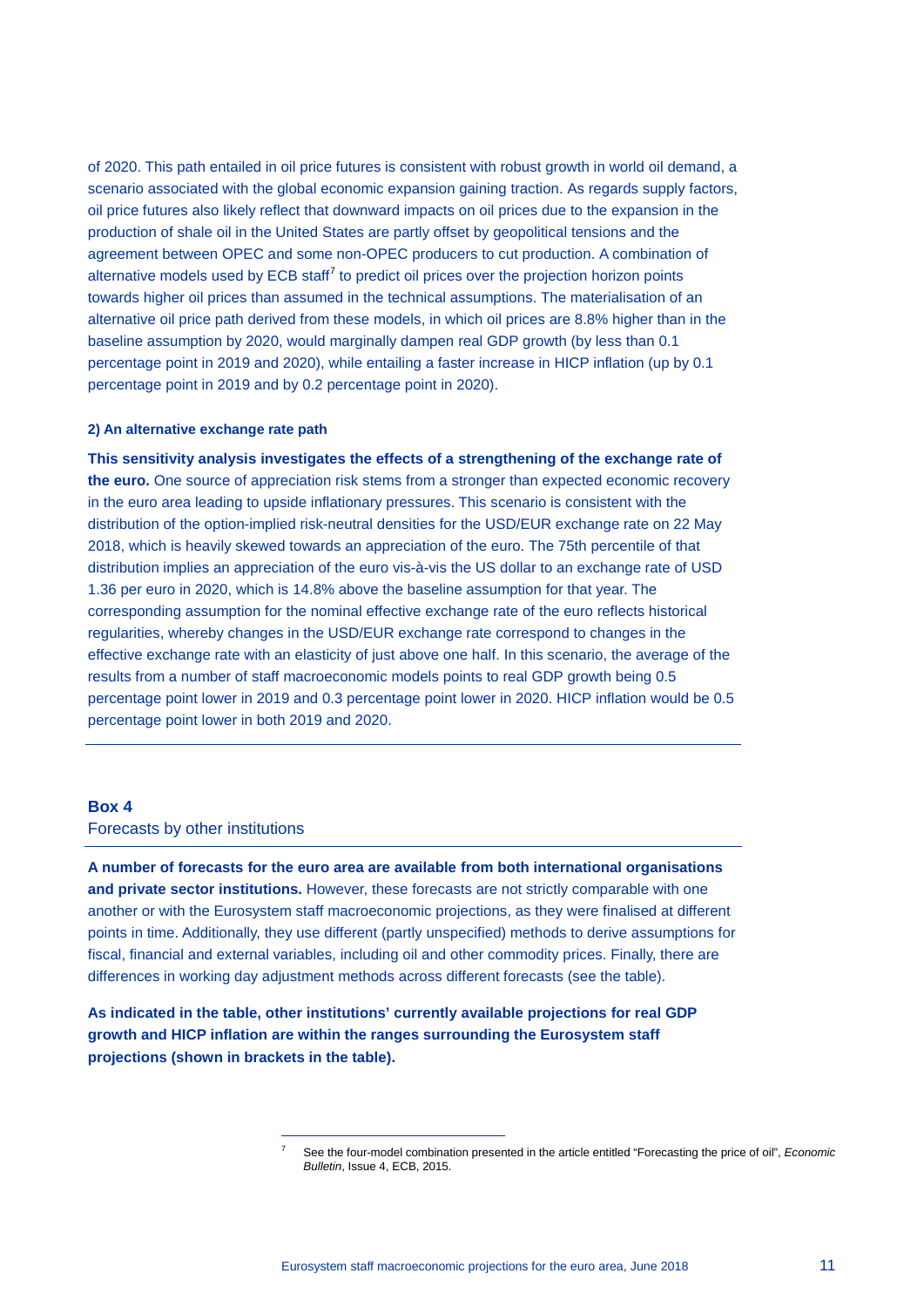of 2020. This path entailed in oil price futures is consistent with robust growth in world oil demand, a scenario associated with the global economic expansion gaining traction. As regards supply factors, oil price futures also likely reflect that downward impacts on oil prices due to the expansion in the production of shale oil in the United States are partly offset by geopolitical tensions and the agreement between OPEC and some non-OPEC producers to cut production. A combination of alternative models used by ECB staff[7] to predict oil prices over the projection horizon points towards higher oil prices than assumed in the technical assumptions. The materialisation of an alternative oil price path derived from these models, in which oil prices are 8.8% higher than in the baseline assumption by 2020, would marginally dampen real GDP growth (by less than 0.1 percentage point in 2019 and 2020), while entailing a faster increase in HICP inflation (up by 0.1 percentage point in 2019 and by 0.2 percentage point in 2020).

**2) An alternative exchange rate path**

**This sensitivity analysis investigates the effects of a strengthening of the exchange rate of the euro.** One source of appreciation risk stems from a stronger than expected economic recovery in the euro area leading to upside inflationary pressures. This scenario is consistent with the distribution of the option-implied risk-neutral densities for the USD/EUR exchange rate on 22 May 2018, which is heavily skewed towards an appreciation of the euro. The 75th percentile of that distribution implies an appreciation of the euro vis-à-vis the US dollar to an exchange rate of USD 1.36 per euro in 2020, which is 14.8% above the baseline assumption for that year. The corresponding assumption for the nominal effective exchange rate of the euro reflects historical regularities, whereby changes in the USD/EUR exchange rate correspond to changes in the effective exchange rate with an elasticity of just above one half. In this scenario, the average of the results from a number of staff macroeconomic models points to real GDP growth being 0.5 percentage point lower in 2019 and 0.3 percentage point lower in 2020. HICP inflation would be 0.5 percentage point lower in both 2019 and 2020.

## Box 4
### Forecasts by other institutions

**A number of forecasts for the euro area are available from both international organisations and private sector institutions.** However, these forecasts are not strictly comparable with one another or with the Eurosystem staff macroeconomic projections, as they were finalised at different points in time. Additionally, they use different (partly unspecified) methods to derive assumptions for fiscal, financial and external variables, including oil and other commodity prices. Finally, there are differences in working day adjustment methods across different forecasts (see the table).

**As indicated in the table, other institutions' currently available projections for real GDP growth and HICP inflation are within the ranges surrounding the Eurosystem staff projections (shown in brackets in the table).**

[7] See the four-model combination presented in the article entitled "Forecasting the price of oil", *Economic Bulletin*, Issue 4, ECB, 2015.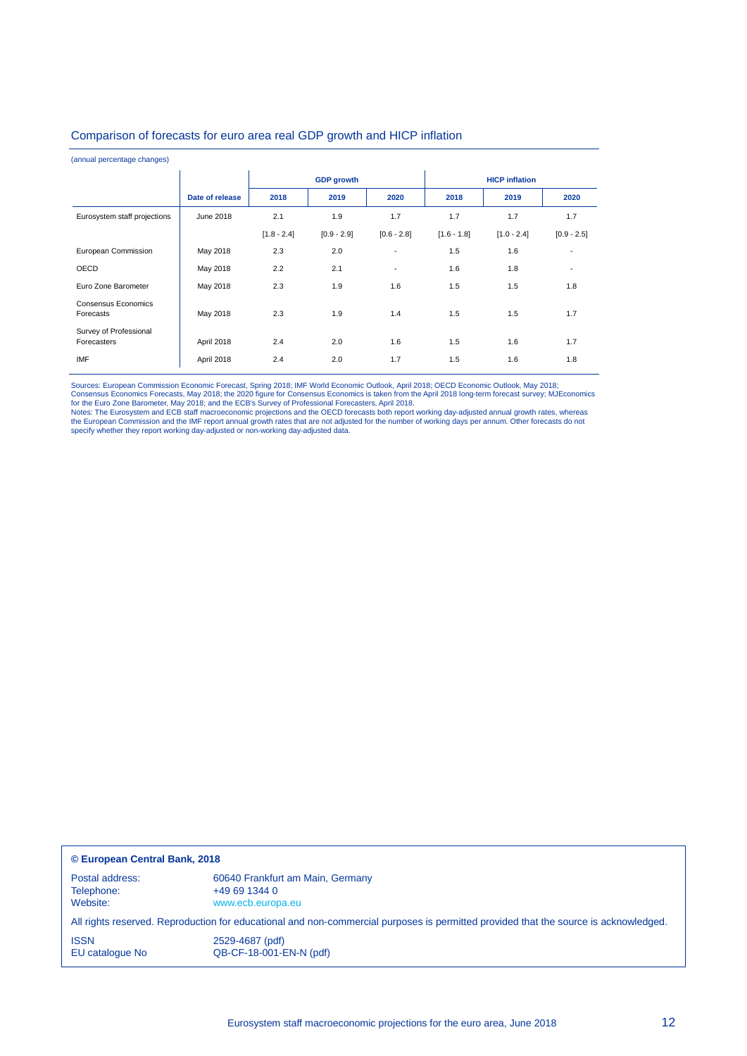## Comparison of forecasts for euro area real GDP growth and HICP inflation

(annual percentage changes)

| | | GDP growth | | | HICP inflation | | |
|---|---|---|---|---|---|---|---|
| | Date of release | 2018 | 2019 | 2020 | 2018 | 2019 | 2020 |
| Eurosystem staff projections | June 2018 | 2.1 | 1.9 | 1.7 | 1.7 | 1.7 | 1.7 |
| | | [1.8 - 2.4] | [0.9 - 2.9] | [0.6 - 2.8] | [1.6 - 1.8] | [1.0 - 2.4] | [0.9 - 2.5] |
| European Commission | May 2018 | 2.3 | 2.0 | - | 1.5 | 1.6 | - |
| OECD | May 2018 | 2.2 | 2.1 | - | 1.6 | 1.8 | - |
| Euro Zone Barometer | May 2018 | 2.3 | 1.9 | 1.6 | 1.5 | 1.5 | 1.8 |
| Consensus Economics Forecasts | May 2018 | 2.3 | 1.9 | 1.4 | 1.5 | 1.5 | 1.7 |
| Survey of Professional Forecasters | April 2018 | 2.4 | 2.0 | 1.6 | 1.5 | 1.6 | 1.7 |
| IMF | April 2018 | 2.4 | 2.0 | 1.7 | 1.5 | 1.6 | 1.8 |

Sources: European Commission Economic Forecast, Spring 2018; IMF World Economic Outlook, April 2018; OECD Economic Outlook, May 2018; Consensus Economics Forecasts, May 2018; the 2020 figure for Consensus Economics is taken from the April 2018 long-term forecast survey; MJEconomics for the Euro Zone Barometer, May 2018; and the ECB's Survey of Professional Forecasters, April 2018.
Notes: The Eurosystem and ECB staff macroeconomic projections and the OECD forecasts both report working day-adjusted annual growth rates, whereas the European Commission and the IMF report annual growth rates that are not adjusted for the number of working days per annum. Other forecasts do not specify whether they report working day-adjusted or non-working day-adjusted data.

**© European Central Bank, 2018**

Postal address: 60640 Frankfurt am Main, Germany
Telephone: +49 69 1344 0
Website: www.ecb.europa.eu

All rights reserved. Reproduction for educational and non-commercial purposes is permitted provided that the source is acknowledged.

ISSN 2529-4687 (pdf)
EU catalogue No QB-CF-18-001-EN-N (pdf)